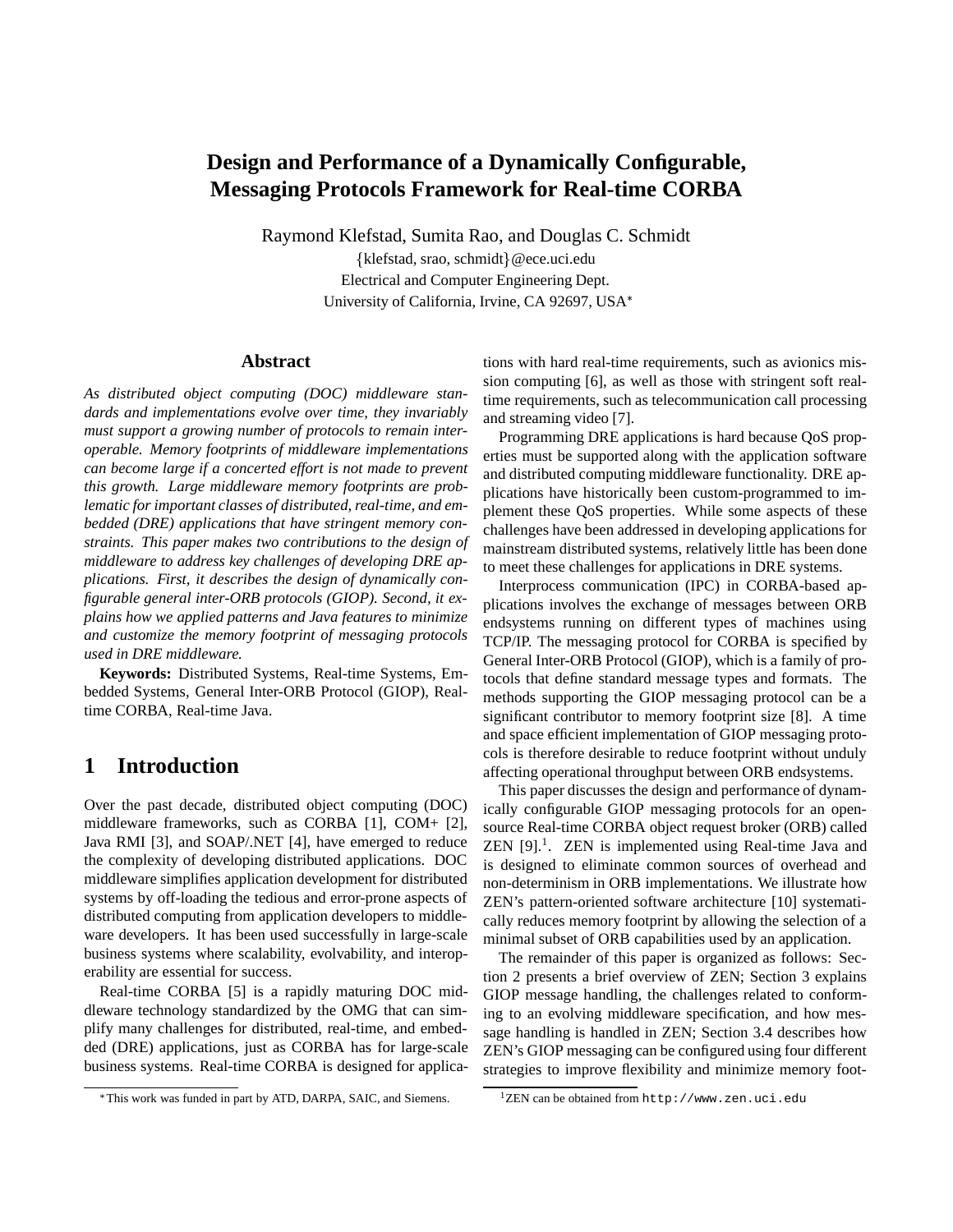# Design and Performance of a Dynamically Configurable, Messaging Protocols Framework for Real-time CORBA

Raymond Klefstad, Sumita Rao, and Douglas C. Schmidt

{klefstad, srao, schmidt}@ece.uci.edu

Electrical and Computer Engineering Dept.

University of California, Irvine, CA 92697, USA*

## Abstract

*As distributed object computing (DOC) middleware standards and implementations evolve over time, they invariably must support a growing number of protocols to remain interoperable. Memory footprints of middleware implementations can become large if a concerted effort is not made to prevent this growth. Large middleware memory footprints are problematic for important classes of distributed, real-time, and embedded (DRE) applications that have stringent memory constraints. This paper makes two contributions to the design of middleware to address key challenges of developing DRE applications. First, it describes the design of dynamically configurable general inter-ORB protocols (GIOP). Second, it explains how we applied patterns and Java features to minimize and customize the memory footprint of messaging protocols used in DRE middleware.*

**Keywords:** Distributed Systems, Real-time Systems, Embedded Systems, General Inter-ORB Protocol (GIOP), Real-time CORBA, Real-time Java.

## 1 Introduction

Over the past decade, distributed object computing (DOC) middleware frameworks, such as CORBA [1], COM+ [2], Java RMI [3], and SOAP/.NET [4], have emerged to reduce the complexity of developing distributed applications. DOC middleware simplifies application development for distributed systems by off-loading the tedious and error-prone aspects of distributed computing from application developers to middleware developers. It has been used successfully in large-scale business systems where scalability, evolvability, and interoperability are essential for success.

Real-time CORBA [5] is a rapidly maturing DOC middleware technology standardized by the OMG that can simplify many challenges for distributed, real-time, and embedded (DRE) applications, just as CORBA has for large-scale business systems. Real-time CORBA is designed for applications with hard real-time requirements, such as avionics mission computing [6], as well as those with stringent soft real-time requirements, such as telecommunication call processing and streaming video [7].

Programming DRE applications is hard because QoS properties must be supported along with the application software and distributed computing middleware functionality. DRE applications have historically been custom-programmed to implement these QoS properties. While some aspects of these challenges have been addressed in developing applications for mainstream distributed systems, relatively little has been done to meet these challenges for applications in DRE systems.

Interprocess communication (IPC) in CORBA-based applications involves the exchange of messages between ORB endsystems running on different types of machines using TCP/IP. The messaging protocol for CORBA is specified by General Inter-ORB Protocol (GIOP), which is a family of protocols that define standard message types and formats. The methods supporting the GIOP messaging protocol can be a significant contributor to memory footprint size [8]. A time and space efficient implementation of GIOP messaging protocols is therefore desirable to reduce footprint without unduly affecting operational throughput between ORB endsystems.

This paper discusses the design and performance of dynamically configurable GIOP messaging protocols for an open-source Real-time CORBA object request broker (ORB) called ZEN [9].[1]. ZEN is implemented using Real-time Java and is designed to eliminate common sources of overhead and non-determinism in ORB implementations. We illustrate how ZEN's pattern-oriented software architecture [10] systematically reduces memory footprint by allowing the selection of a minimal subset of ORB capabilities used by an application.

The remainder of this paper is organized as follows: Section 2 presents a brief overview of ZEN; Section 3 explains GIOP message handling, the challenges related to conforming to an evolving middleware specification, and how message handling is handled in ZEN; Section 3.4 describes how ZEN's GIOP messaging can be configured using four different strategies to improve flexibility and minimize memory foot-

---

*This work was funded in part by ATD, DARPA, SAIC, and Siemens.

[1]ZEN can be obtained from `http://www.zen.uci.edu`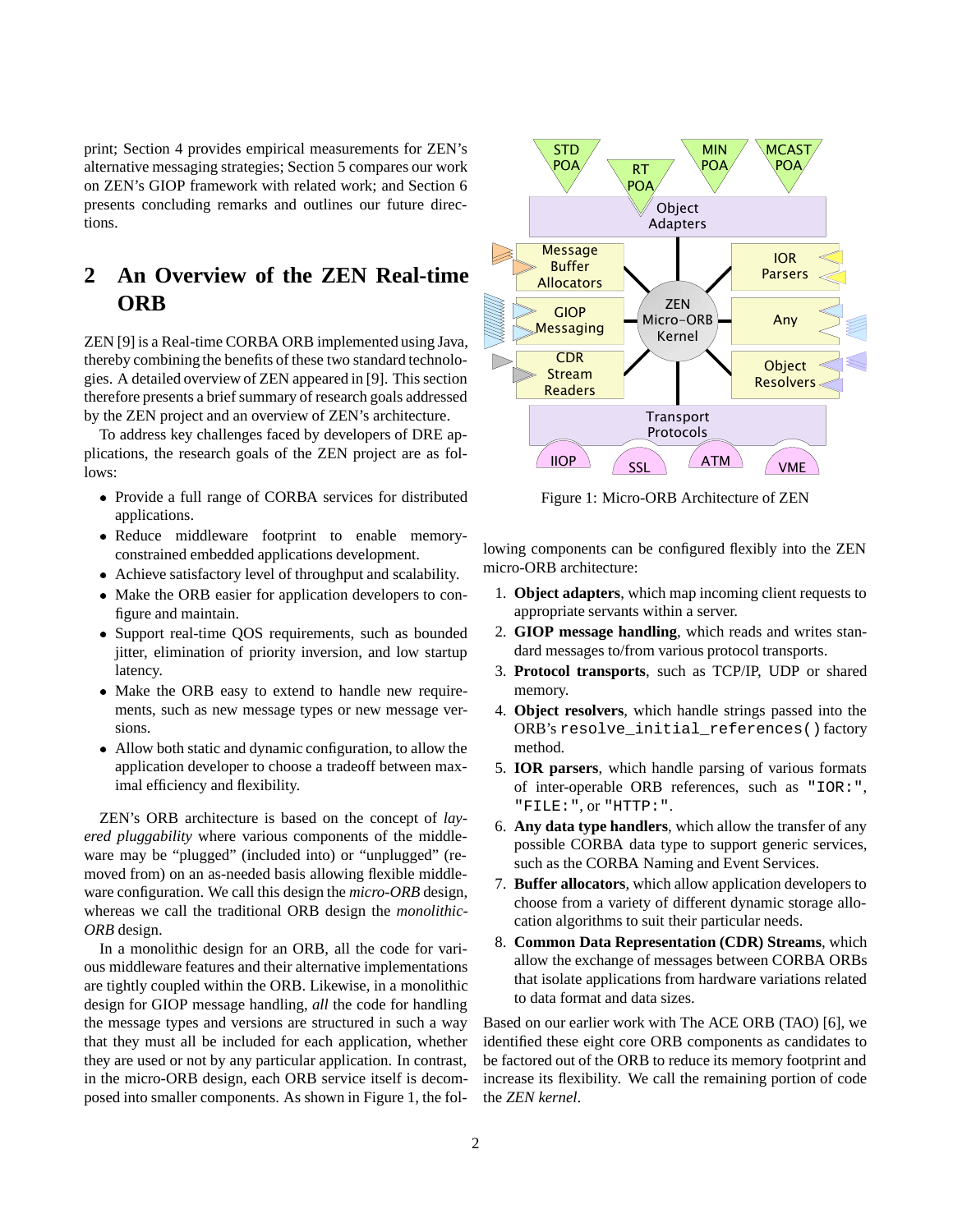print; Section 4 provides empirical measurements for ZEN's alternative messaging strategies; Section 5 compares our work on ZEN's GIOP framework with related work; and Section 6 presents concluding remarks and outlines our future directions.

## 2 An Overview of the ZEN Real-time ORB

ZEN [9] is a Real-time CORBA ORB implemented using Java, thereby combining the benefits of these two standard technologies. A detailed overview of ZEN appeared in [9]. This section therefore presents a brief summary of research goals addressed by the ZEN project and an overview of ZEN's architecture.

To address key challenges faced by developers of DRE applications, the research goals of the ZEN project are as follows:

- Provide a full range of CORBA services for distributed applications.
- Reduce middleware footprint to enable memory-constrained embedded applications development.
- Achieve satisfactory level of throughput and scalability.
- Make the ORB easier for application developers to configure and maintain.
- Support real-time QOS requirements, such as bounded jitter, elimination of priority inversion, and low startup latency.
- Make the ORB easy to extend to handle new requirements, such as new message types or new message versions.
- Allow both static and dynamic configuration, to allow the application developer to choose a tradeoff between maximal efficiency and flexibility.

ZEN's ORB architecture is based on the concept of *layered pluggability* where various components of the middleware may be "plugged" (included into) or "unplugged" (removed from) on an as-needed basis allowing flexible middleware configuration. We call this design the *micro-ORB* design, whereas we call the traditional ORB design the *monolithic-ORB* design.

In a monolithic design for an ORB, all the code for various middleware features and their alternative implementations are tightly coupled within the ORB. Likewise, in a monolithic design for GIOP message handling, *all* the code for handling the message types and versions are structured in such a way that they must all be included for each application, whether they are used or not by any particular application. In contrast, in the micro-ORB design, each ORB service itself is decomposed into smaller components. As shown in Figure 1, the following components can be configured flexibly into the ZEN micro-ORB architecture:

Figure 1: Micro-ORB Architecture of ZEN

1. **Object adapters**, which map incoming client requests to appropriate servants within a server.
2. **GIOP message handling**, which reads and writes standard messages to/from various protocol transports.
3. **Protocol transports**, such as TCP/IP, UDP or shared memory.
4. **Object resolvers**, which handle strings passed into the ORB's `resolve_initial_references()` factory method.
5. **IOR parsers**, which handle parsing of various formats of inter-operable ORB references, such as `"IOR:"`, `"FILE:"`, or `"HTTP:"`.
6. **Any data type handlers**, which allow the transfer of any possible CORBA data type to support generic services, such as the CORBA Naming and Event Services.
7. **Buffer allocators**, which allow application developers to choose from a variety of different dynamic storage allocation algorithms to suit their particular needs.
8. **Common Data Representation (CDR) Streams**, which allow the exchange of messages between CORBA ORBs that isolate applications from hardware variations related to data format and data sizes.

Based on our earlier work with The ACE ORB (TAO) [6], we identified these eight core ORB components as candidates to be factored out of the ORB to reduce its memory footprint and increase its flexibility. We call the remaining portion of code the *ZEN kernel*.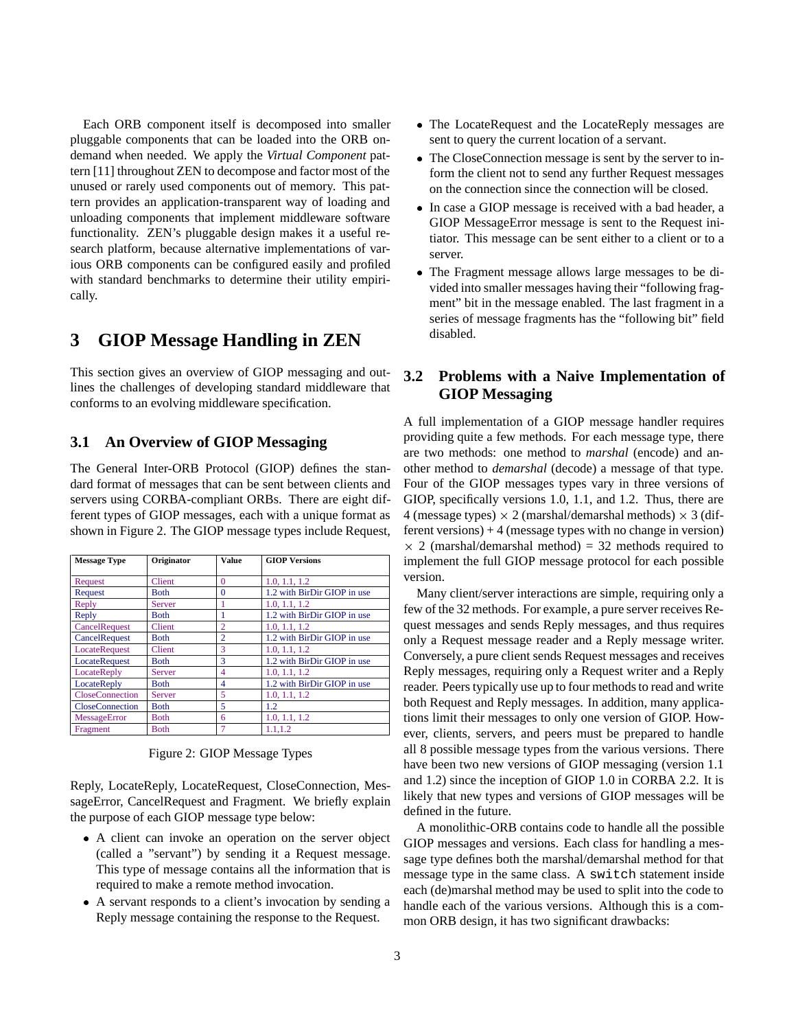Each ORB component itself is decomposed into smaller pluggable components that can be loaded into the ORB on-demand when needed. We apply the *Virtual Component* pattern [11] throughout ZEN to decompose and factor most of the unused or rarely used components out of memory. This pattern provides an application-transparent way of loading and unloading components that implement middleware software functionality. ZEN's pluggable design makes it a useful research platform, because alternative implementations of various ORB components can be configured easily and profiled with standard benchmarks to determine their utility empirically.

# 3 GIOP Message Handling in ZEN

This section gives an overview of GIOP messaging and outlines the challenges of developing standard middleware that conforms to an evolving middleware specification.

## 3.1 An Overview of GIOP Messaging

The General Inter-ORB Protocol (GIOP) defines the standard format of messages that can be sent between clients and servers using CORBA-compliant ORBs. There are eight different types of GIOP messages, each with a unique format as shown in Figure 2. The GIOP message types include Request, Reply, LocateReply, LocateRequest, CloseConnection, MessageError, CancelRequest and Fragment. We briefly explain the purpose of each GIOP message type below:

| Message Type | Originator | Value | GIOP Versions |
|---|---|---|---|
| Request | Client | 0 | 1.0, 1.1, 1.2 |
| Request | Both | 0 | 1.2 with BirDir GIOP in use |
| Reply | Server | 1 | 1.0, 1.1, 1.2 |
| Reply | Both | 1 | 1.2 with BirDir GIOP in use |
| CancelRequest | Client | 2 | 1.0, 1.1, 1.2 |
| CancelRequest | Both | 2 | 1.2 with BirDir GIOP in use |
| LocateRequest | Client | 3 | 1.0, 1.1, 1.2 |
| LocateRequest | Both | 3 | 1.2 with BirDir GIOP in use |
| LocateReply | Server | 4 | 1.0, 1.1, 1.2 |
| LocateReply | Both | 4 | 1.2 with BirDir GIOP in use |
| CloseConnection | Server | 5 | 1.0, 1.1, 1.2 |
| CloseConnection | Both | 5 | 1.2 |
| MessageError | Both | 6 | 1.0, 1.1, 1.2 |
| Fragment | Both | 7 | 1.1,1.2 |

Figure 2: GIOP Message Types

- A client can invoke an operation on the server object (called a "servant") by sending it a Request message. This type of message contains all the information that is required to make a remote method invocation.
- A servant responds to a client's invocation by sending a Reply message containing the response to the Request.
- The LocateRequest and the LocateReply messages are sent to query the current location of a servant.
- The CloseConnection message is sent by the server to inform the client not to send any further Request messages on the connection since the connection will be closed.
- In case a GIOP message is received with a bad header, a GIOP MessageError message is sent to the Request initiator. This message can be sent either to a client or to a server.
- The Fragment message allows large messages to be divided into smaller messages having their "following fragment" bit in the message enabled. The last fragment in a series of message fragments has the "following bit" field disabled.

## 3.2 Problems with a Naive Implementation of GIOP Messaging

A full implementation of a GIOP message handler requires providing quite a few methods. For each message type, there are two methods: one method to *marshal* (encode) and another method to *demarshal* (decode) a message of that type. Four of the GIOP messages types vary in three versions of GIOP, specifically versions 1.0, 1.1, and 1.2. Thus, there are 4 (message types) $\times$ 2 (marshal/demarshal methods) $\times$ 3 (different versions) + 4 (message types with no change in version) $\times$ 2 (marshal/demarshal method) = 32 methods required to implement the full GIOP message protocol for each possible version.

Many client/server interactions are simple, requiring only a few of the 32 methods. For example, a pure server receives Request messages and sends Reply messages, and thus requires only a Request message reader and a Reply message writer. Conversely, a pure client sends Request messages and receives Reply messages, requiring only a Request writer and a Reply reader. Peers typically use up to four methods to read and write both Request and Reply messages. In addition, many applications limit their messages to only one version of GIOP. However, clients, servers, and peers must be prepared to handle all 8 possible message types from the various versions. There have been two new versions of GIOP messaging (version 1.1 and 1.2) since the inception of GIOP 1.0 in CORBA 2.2. It is likely that new types and versions of GIOP messages will be defined in the future.

A monolithic-ORB contains code to handle all the possible GIOP messages and versions. Each class for handling a message type defines both the marshal/demarshal method for that message type in the same class. A `switch` statement inside each (de)marshal method may be used to split into the code to handle each of the various versions. Although this is a common ORB design, it has two significant drawbacks: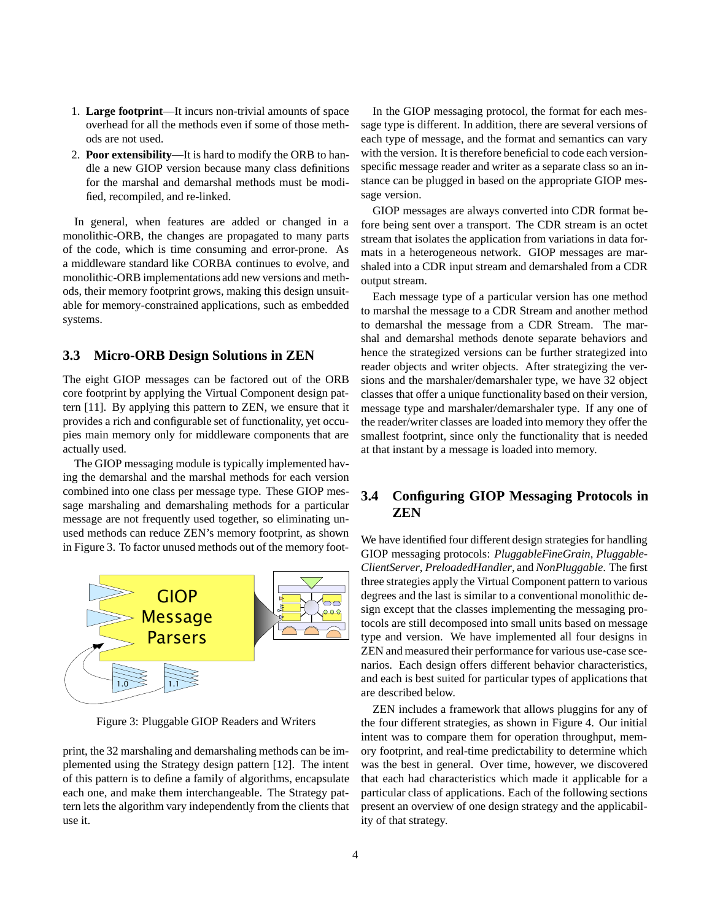1. **Large footprint**—It incurs non-trivial amounts of space overhead for all the methods even if some of those methods are not used.
2. **Poor extensibility**—It is hard to modify the ORB to handle a new GIOP version because many class definitions for the marshal and demarshal methods must be modified, recompiled, and re-linked.

In general, when features are added or changed in a monolithic-ORB, the changes are propagated to many parts of the code, which is time consuming and error-prone. As a middleware standard like CORBA continues to evolve, and monolithic-ORB implementations add new versions and methods, their memory footprint grows, making this design unsuitable for memory-constrained applications, such as embedded systems.

## 3.3 Micro-ORB Design Solutions in ZEN

The eight GIOP messages can be factored out of the ORB core footprint by applying the Virtual Component design pattern [11]. By applying this pattern to ZEN, we ensure that it provides a rich and configurable set of functionality, yet occupies main memory only for middleware components that are actually used.

The GIOP messaging module is typically implemented having the demarshal and the marshal methods for each version combined into one class per message type. These GIOP message marshaling and demarshaling methods for a particular message are not frequently used together, so eliminating unused methods can reduce ZEN's memory footprint, as shown in Figure 3. To factor unused methods out of the memory footprint, the 32 marshaling and demarshaling methods can be implemented using the Strategy design pattern [12]. The intent of this pattern is to define a family of algorithms, encapsulate each one, and make them interchangeable. The Strategy pattern lets the algorithm vary independently from the clients that use it.

Figure 3: Pluggable GIOP Readers and Writers

In the GIOP messaging protocol, the format for each message type is different. In addition, there are several versions of each type of message, and the format and semantics can vary with the version. It is therefore beneficial to code each version-specific message reader and writer as a separate class so an instance can be plugged in based on the appropriate GIOP message version.

GIOP messages are always converted into CDR format before being sent over a transport. The CDR stream is an octet stream that isolates the application from variations in data formats in a heterogeneous network. GIOP messages are marshaled into a CDR input stream and demarshaled from a CDR output stream.

Each message type of a particular version has one method to marshal the message to a CDR Stream and another method to demarshal the message from a CDR Stream. The marshal and demarshal methods denote separate behaviors and hence the strategized versions can be further strategized into reader objects and writer objects. After strategizing the versions and the marshaler/demarshaler type, we have 32 object classes that offer a unique functionality based on their version, message type and marshaler/demarshaler type. If any one of the reader/writer classes are loaded into memory they offer the smallest footprint, since only the functionality that is needed at that instant by a message is loaded into memory.

## 3.4 Configuring GIOP Messaging Protocols in ZEN

We have identified four different design strategies for handling GIOP messaging protocols: *PluggableFineGrain*, *PluggableClientServer*, *PreloadedHandler*, and *NonPluggable*. The first three strategies apply the Virtual Component pattern to various degrees and the last is similar to a conventional monolithic design except that the classes implementing the messaging protocols are still decomposed into small units based on message type and version. We have implemented all four designs in ZEN and measured their performance for various use-case scenarios. Each design offers different behavior characteristics, and each is best suited for particular types of applications that are described below.

ZEN includes a framework that allows pluggins for any of the four different strategies, as shown in Figure 4. Our initial intent was to compare them for operation throughput, memory footprint, and real-time predictability to determine which was the best in general. Over time, however, we discovered that each had characteristics which made it applicable for a particular class of applications. Each of the following sections present an overview of one design strategy and the applicability of that strategy.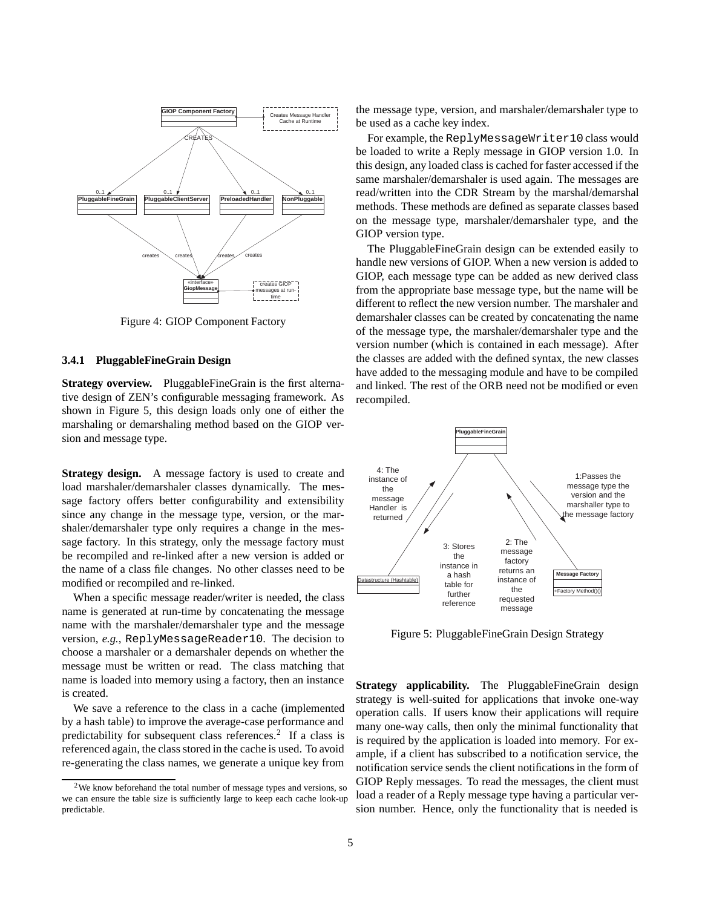Figure 4: GIOP Component Factory

### 3.4.1 PluggableFineGrain Design

**Strategy overview.** PluggableFineGrain is the first alternative design of ZEN's configurable messaging framework. As shown in Figure 5, this design loads only one of either the marshaling or demarshaling method based on the GIOP version and message type.

**Strategy design.** A message factory is used to create and load marshaler/demarshaler classes dynamically. The message factory offers better configurability and extensibility since any change in the message type, version, or the marshaler/demarshaler type only requires a change in the message factory. In this strategy, only the message factory must be recompiled and re-linked after a new version is added or the name of a class file changes. No other classes need to be modified or recompiled and re-linked.

When a specific message reader/writer is needed, the class name is generated at run-time by concatenating the message name with the marshaler/demarshaler type and the message version, *e.g.*, `ReplyMessageReader10`. The decision to choose a marshaler or a demarshaler depends on whether the message must be written or read. The class matching that name is loaded into memory using a factory, then an instance is created.

We save a reference to the class in a cache (implemented by a hash table) to improve the average-case performance and predictability for subsequent class references.[2] If a class is referenced again, the class stored in the cache is used. To avoid re-generating the class names, we generate a unique key from the message type, version, and marshaler/demarshaler type to be used as a cache key index.

For example, the `ReplyMessageWriter10` class would be loaded to write a Reply message in GIOP version 1.0. In this design, any loaded class is cached for faster accessed if the same marshaler/demarshaler is used again. The messages are read/written into the CDR Stream by the marshal/demarshal methods. These methods are defined as separate classes based on the message type, marshaler/demarshaler type, and the GIOP version type.

The PluggableFineGrain design can be extended easily to handle new versions of GIOP. When a new version is added to GIOP, each message type can be added as new derived class from the appropriate base message type, but the name will be different to reflect the new version number. The marshaler and demarshaler classes can be created by concatenating the name of the message type, the marshaler/demarshaler type and the version number (which is contained in each message). After the classes are added with the defined syntax, the new classes have added to the messaging module and have to be compiled and linked. The rest of the ORB need not be modified or even recompiled.

Figure 5: PluggableFineGrain Design Strategy

**Strategy applicability.** The PluggableFineGrain design strategy is well-suited for applications that invoke one-way operation calls. If users know their applications will require many one-way calls, then only the minimal functionality that is required by the application is loaded into memory. For example, if a client has subscribed to a notification service, the notification service sends the client notifications in the form of GIOP Reply messages. To read the messages, the client must load a reader of a Reply message type having a particular version number. Hence, only the functionality that is needed is

[2] We know beforehand the total number of message types and versions, so we can ensure the table size is sufficiently large to keep each cache look-up predictable.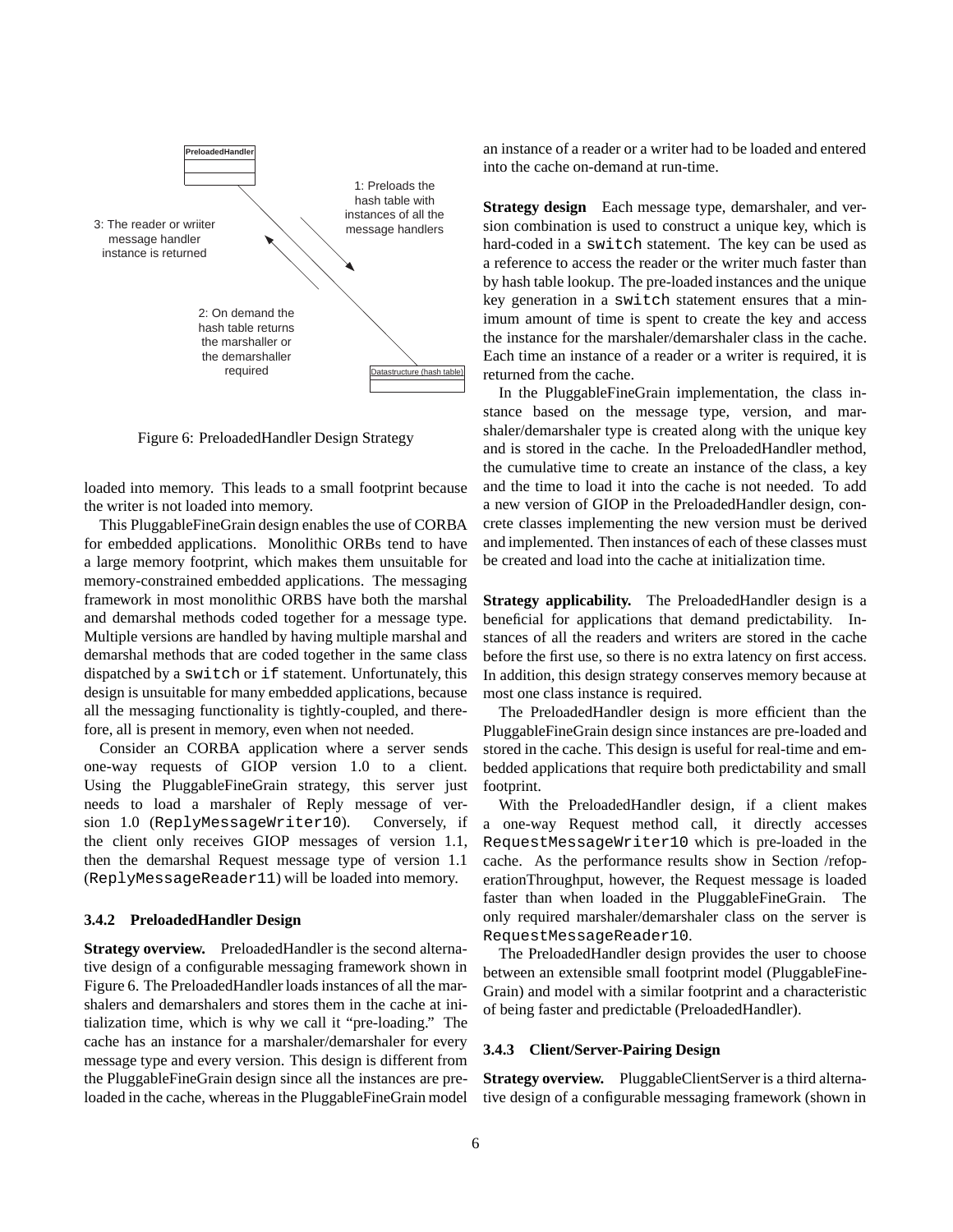Figure 6: PreloadedHandler Design Strategy

loaded into memory. This leads to a small footprint because the writer is not loaded into memory.

This PluggableFineGrain design enables the use of CORBA for embedded applications. Monolithic ORBs tend to have a large memory footprint, which makes them unsuitable for memory-constrained embedded applications. The messaging framework in most monolithic ORBS have both the marshal and demarshal methods coded together for a message type. Multiple versions are handled by having multiple marshal and demarshal methods that are coded together in the same class dispatched by a `switch` or `if` statement. Unfortunately, this design is unsuitable for many embedded applications, because all the messaging functionality is tightly-coupled, and therefore, all is present in memory, even when not needed.

Consider an CORBA application where a server sends one-way requests of GIOP version 1.0 to a client. Using the PluggableFineGrain strategy, this server just needs to load a marshaler of Reply message of version 1.0 (`ReplyMessageWriter10`). Conversely, if the client only receives GIOP messages of version 1.1, then the demarshal Request message type of version 1.1 (`ReplyMessageReader11`) will be loaded into memory.

### 3.4.2 PreloadedHandler Design

**Strategy overview.** PreloadedHandler is the second alternative design of a configurable messaging framework shown in Figure 6. The PreloadedHandler loads instances of all the marshalers and demarshalers and stores them in the cache at initialization time, which is why we call it "pre-loading." The cache has an instance for a marshaler/demarshaler for every message type and every version. This design is different from the PluggableFineGrain design since all the instances are preloaded in the cache, whereas in the PluggableFineGrain model an instance of a reader or a writer had to be loaded and entered into the cache on-demand at run-time.

**Strategy design** Each message type, demarshaler, and version combination is used to construct a unique key, which is hard-coded in a `switch` statement. The key can be used as a reference to access the reader or the writer much faster than by hash table lookup. The pre-loaded instances and the unique key generation in a `switch` statement ensures that a minimum amount of time is spent to create the key and access the instance for the marshaler/demarshaler class in the cache. Each time an instance of a reader or a writer is required, it is returned from the cache.

In the PluggableFineGrain implementation, the class instance based on the message type, version, and marshaler/demarshaler type is created along with the unique key and is stored in the cache. In the PreloadedHandler method, the cumulative time to create an instance of the class, a key and the time to load it into the cache is not needed. To add a new version of GIOP in the PreloadedHandler design, concrete classes implementing the new version must be derived and implemented. Then instances of each of these classes must be created and load into the cache at initialization time.

**Strategy applicability.** The PreloadedHandler design is a beneficial for applications that demand predictability. Instances of all the readers and writers are stored in the cache before the first use, so there is no extra latency on first access. In addition, this design strategy conserves memory because at most one class instance is required.

The PreloadedHandler design is more efficient than the PluggableFineGrain design since instances are pre-loaded and stored in the cache. This design is useful for real-time and embedded applications that require both predictability and small footprint.

With the PreloadedHandler design, if a client makes a one-way Request method call, it directly accesses `RequestMessageWriter10` which is pre-loaded in the cache. As the performance results show in Section /refoperationThroughput, however, the Request message is loaded faster than when loaded in the PluggableFineGrain. The only required marshaler/demarshaler class on the server is `RequestMessageReader10`.

The PreloadedHandler design provides the user to choose between an extensible small footprint model (PluggableFineGrain) and model with a similar footprint and a characteristic of being faster and predictable (PreloadedHandler).

### 3.4.3 Client/Server-Pairing Design

**Strategy overview.** PluggableClientServer is a third alternative design of a configurable messaging framework (shown in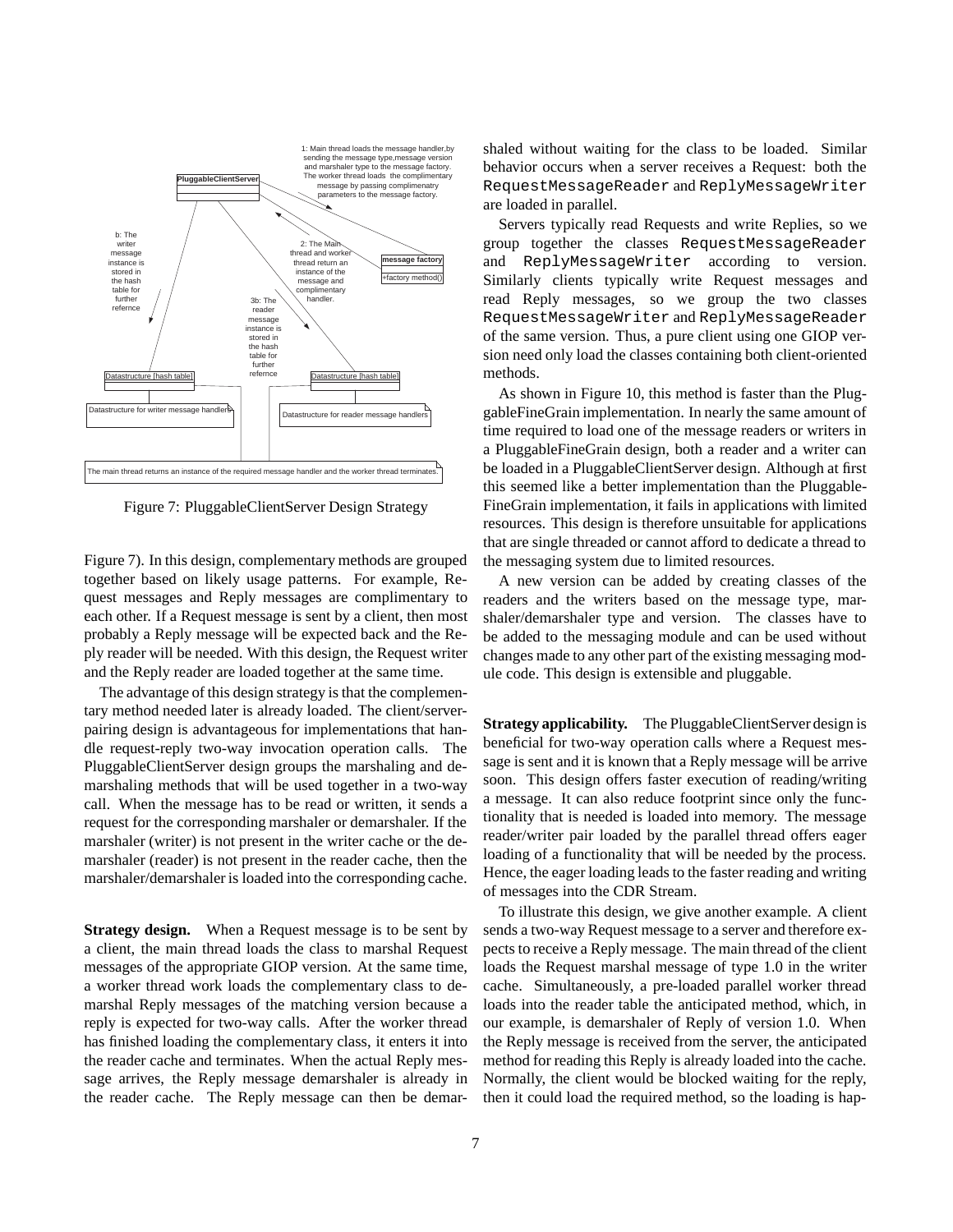Figure 7: PluggableClientServer Design Strategy

Figure 7). In this design, complementary methods are grouped together based on likely usage patterns. For example, Request messages and Reply messages are complimentary to each other. If a Request message is sent by a client, then most probably a Reply message will be expected back and the Reply reader will be needed. With this design, the Request writer and the Reply reader are loaded together at the same time.

The advantage of this design strategy is that the complementary method needed later is already loaded. The client/server-pairing design is advantageous for implementations that handle request-reply two-way invocation operation calls. The PluggableClientServer design groups the marshaling and demarshaling methods that will be used together in a two-way call. When the message has to be read or written, it sends a request for the corresponding marshaler or demarshaler. If the marshaler (writer) is not present in the writer cache or the demarshaler (reader) is not present in the reader cache, then the marshaler/demarshaler is loaded into the corresponding cache.

**Strategy design.** When a Request message is to be sent by a client, the main thread loads the class to marshal Request messages of the appropriate GIOP version. At the same time, a worker thread work loads the complementary class to demarshal Reply messages of the matching version because a reply is expected for two-way calls. After the worker thread has finished loading the complementary class, it enters it into the reader cache and terminates. When the actual Reply message arrives, the Reply message demarshaler is already in the reader cache. The Reply message can then be demarshaled without waiting for the class to be loaded. Similar behavior occurs when a server receives a Request: both the `RequestMessageReader` and `ReplyMessageWriter` are loaded in parallel.

Servers typically read Requests and write Replies, so we group together the classes `RequestMessageReader` and `ReplyMessageWriter` according to version. Similarly clients typically write Request messages and read Reply messages, so we group the two classes `RequestMessageWriter` and `ReplyMessageReader` of the same version. Thus, a pure client using one GIOP version need only load the classes containing both client-oriented methods.

As shown in Figure 10, this method is faster than the PluggableFineGrain implementation. In nearly the same amount of time required to load one of the message readers or writers in a PluggableFineGrain design, both a reader and a writer can be loaded in a PluggableClientServer design. Although at first this seemed like a better implementation than the PluggableFineGrain implementation, it fails in applications with limited resources. This design is therefore unsuitable for applications that are single threaded or cannot afford to dedicate a thread to the messaging system due to limited resources.

A new version can be added by creating classes of the readers and the writers based on the message type, marshaler/demarshaler type and version. The classes have to be added to the messaging module and can be used without changes made to any other part of the existing messaging module code. This design is extensible and pluggable.

**Strategy applicability.** The PluggableClientServer design is beneficial for two-way operation calls where a Request message is sent and it is known that a Reply message will be arrive soon. This design offers faster execution of reading/writing a message. It can also reduce footprint since only the functionality that is needed is loaded into memory. The message reader/writer pair loaded by the parallel thread offers eager loading of a functionality that will be needed by the process. Hence, the eager loading leads to the faster reading and writing of messages into the CDR Stream.

To illustrate this design, we give another example. A client sends a two-way Request message to a server and therefore expects to receive a Reply message. The main thread of the client loads the Request marshal message of type 1.0 in the writer cache. Simultaneously, a pre-loaded parallel worker thread loads into the reader table the anticipated method, which, in our example, is demarshaler of Reply of version 1.0. When the Reply message is received from the server, the anticipated method for reading this Reply is already loaded into the cache. Normally, the client would be blocked waiting for the reply, then it could load the required method, so the loading is hap-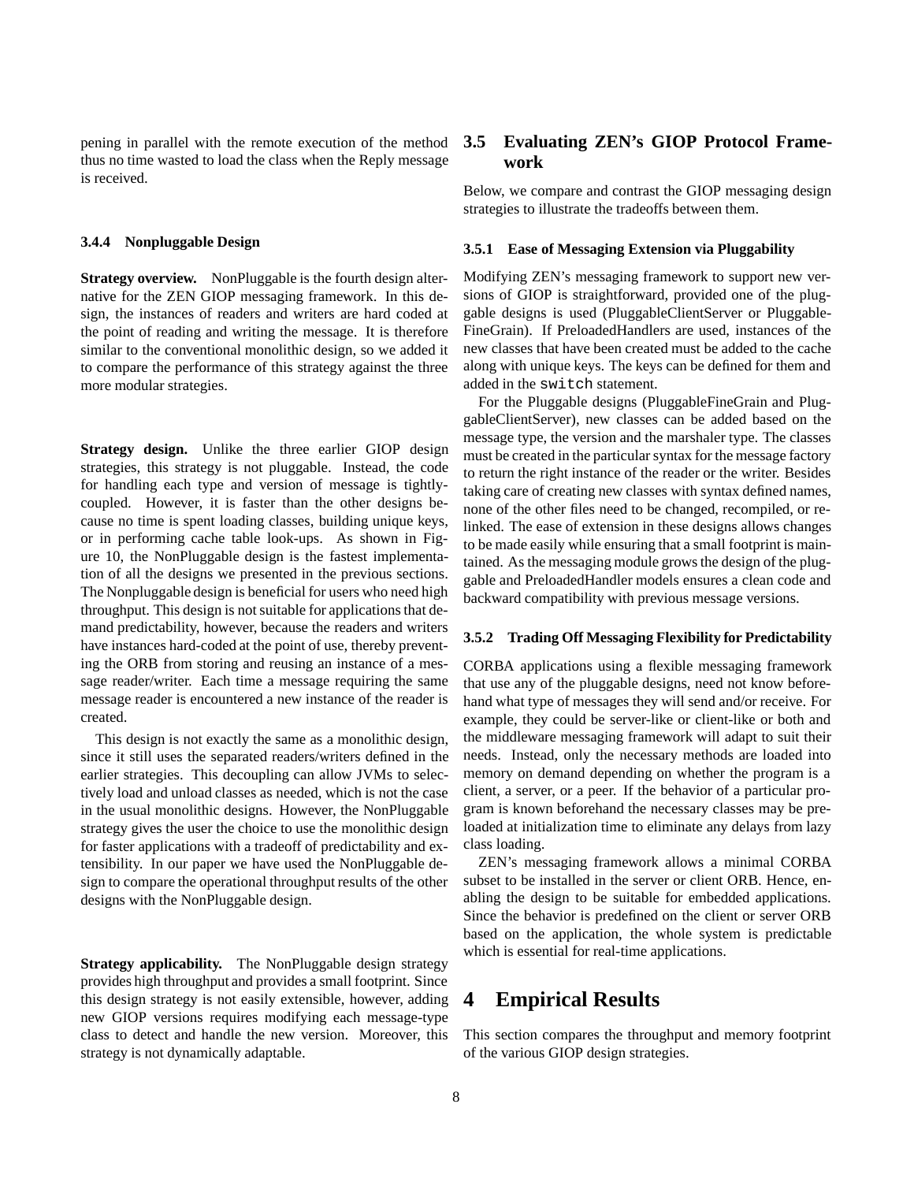pening in parallel with the remote execution of the method thus no time wasted to load the class when the Reply message is received.

#### 3.4.4 Nonpluggable Design

**Strategy overview.** NonPluggable is the fourth design alternative for the ZEN GIOP messaging framework. In this design, the instances of readers and writers are hard coded at the point of reading and writing the message. It is therefore similar to the conventional monolithic design, so we added it to compare the performance of this strategy against the three more modular strategies.

**Strategy design.** Unlike the three earlier GIOP design strategies, this strategy is not pluggable. Instead, the code for handling each type and version of message is tightly-coupled. However, it is faster than the other designs because no time is spent loading classes, building unique keys, or in performing cache table look-ups. As shown in Figure 10, the NonPluggable design is the fastest implementation of all the designs we presented in the previous sections. The Nonpluggable design is beneficial for users who need high throughput. This design is not suitable for applications that demand predictability, however, because the readers and writers have instances hard-coded at the point of use, thereby preventing the ORB from storing and reusing an instance of a message reader/writer. Each time a message requiring the same message reader is encountered a new instance of the reader is created.

This design is not exactly the same as a monolithic design, since it still uses the separated readers/writers defined in the earlier strategies. This decoupling can allow JVMs to selectively load and unload classes as needed, which is not the case in the usual monolithic designs. However, the NonPluggable strategy gives the user the choice to use the monolithic design for faster applications with a tradeoff of predictability and extensibility. In our paper we have used the NonPluggable design to compare the operational throughput results of the other designs with the NonPluggable design.

**Strategy applicability.** The NonPluggable design strategy provides high throughput and provides a small footprint. Since this design strategy is not easily extensible, however, adding new GIOP versions requires modifying each message-type class to detect and handle the new version. Moreover, this strategy is not dynamically adaptable.

### 3.5 Evaluating ZEN's GIOP Protocol Framework

Below, we compare and contrast the GIOP messaging design strategies to illustrate the tradeoffs between them.

#### 3.5.1 Ease of Messaging Extension via Pluggability

Modifying ZEN's messaging framework to support new versions of GIOP is straightforward, provided one of the pluggable designs is used (PluggableClientServer or PluggableFineGrain). If PreloadedHandlers are used, instances of the new classes that have been created must be added to the cache along with unique keys. The keys can be defined for them and added in the `switch` statement.

For the Pluggable designs (PluggableFineGrain and PluggableClientServer), new classes can be added based on the message type, the version and the marshaler type. The classes must be created in the particular syntax for the message factory to return the right instance of the reader or the writer. Besides taking care of creating new classes with syntax defined names, none of the other files need to be changed, recompiled, or relinked. The ease of extension in these designs allows changes to be made easily while ensuring that a small footprint is maintained. As the messaging module grows the design of the pluggable and PreloadedHandler models ensures a clean code and backward compatibility with previous message versions.

#### 3.5.2 Trading Off Messaging Flexibility for Predictability

CORBA applications using a flexible messaging framework that use any of the pluggable designs, need not know beforehand what type of messages they will send and/or receive. For example, they could be server-like or client-like or both and the middleware messaging framework will adapt to suit their needs. Instead, only the necessary methods are loaded into memory on demand depending on whether the program is a client, a server, or a peer. If the behavior of a particular program is known beforehand the necessary classes may be preloaded at initialization time to eliminate any delays from lazy class loading.

ZEN's messaging framework allows a minimal CORBA subset to be installed in the server or client ORB. Hence, enabling the design to be suitable for embedded applications. Since the behavior is predefined on the client or server ORB based on the application, the whole system is predictable which is essential for real-time applications.

## 4 Empirical Results

This section compares the throughput and memory footprint of the various GIOP design strategies.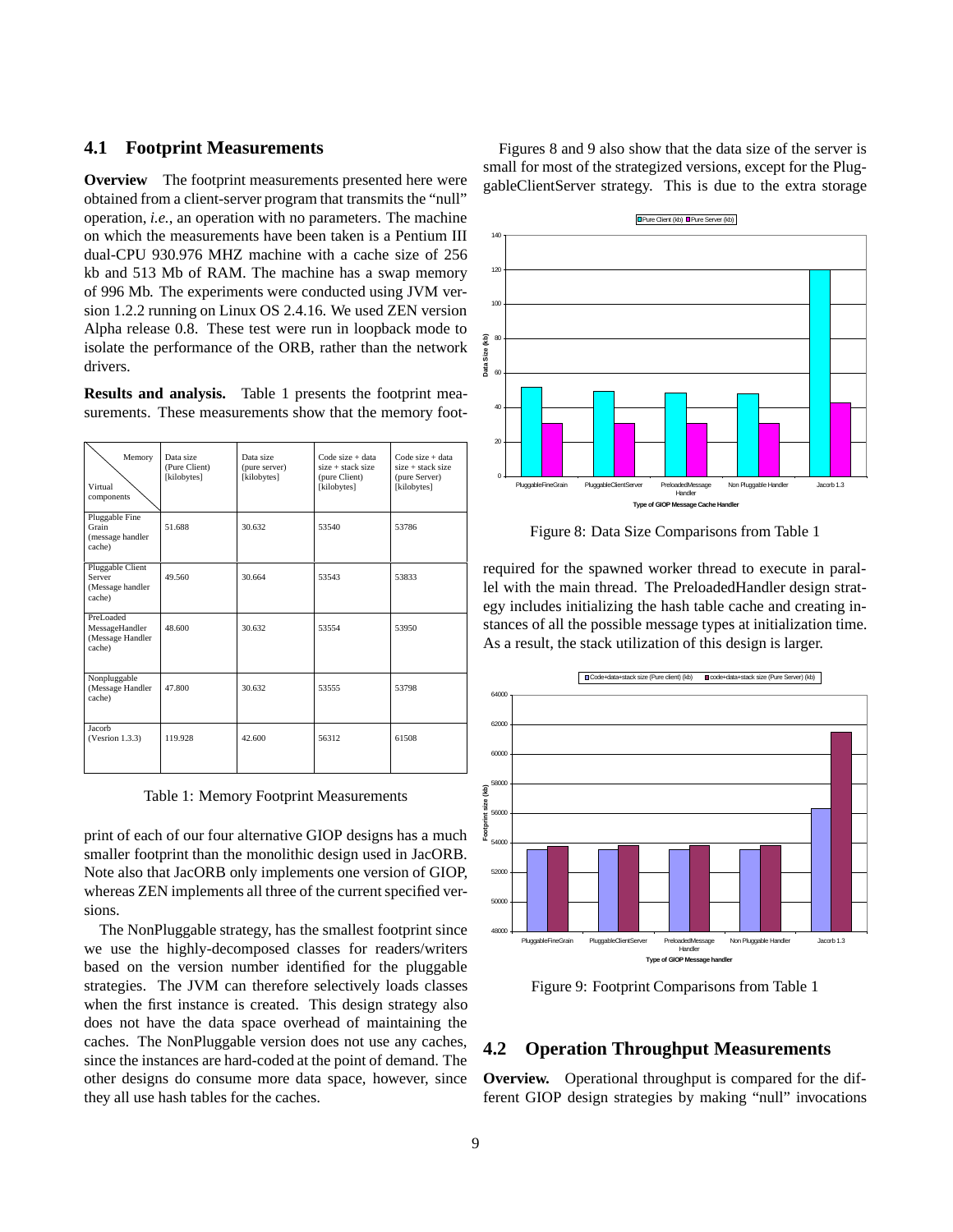## 4.1 Footprint Measurements

**Overview** The footprint measurements presented here were obtained from a client-server program that transmits the "null" operation, *i.e.*, an operation with no parameters. The machine on which the measurements have been taken is a Pentium III dual-CPU 930.976 MHZ machine with a cache size of 256 kb and 513 Mb of RAM. The machine has a swap memory of 996 Mb. The experiments were conducted using JVM version 1.2.2 running on Linux OS 2.4.16. We used ZEN version Alpha release 0.8. These test were run in loopback mode to isolate the performance of the ORB, rather than the network drivers.

**Results and analysis.** Table 1 presents the footprint measurements. These measurements show that the memory footprint of each of our four alternative GIOP designs has a much smaller footprint than the monolithic design used in JacORB. Note also that JacORB only implements one version of GIOP, whereas ZEN implements all three of the current specified versions.

| Memory / Virtual components | Data size (Pure Client) [kilobytes] | Data size (pure server) [kilobytes] | Code size + data size + stack size (pure Client) [kilobytes] | Code size + data size + stack size (pure Server) [kilobytes] |
|---|---|---|---|---|
| Pluggable Fine Grain (message handler cache) | 51.688 | 30.632 | 53540 | 53786 |
| Pluggable Client Server (Message handler cache) | 49.560 | 30.664 | 53543 | 53833 |
| PreLoaded MessageHandler (Message Handler cache) | 48.600 | 30.632 | 53554 | 53950 |
| Nonpluggable (Message Handler cache) | 47.800 | 30.632 | 53555 | 53798 |
| Jacorb (Vesrion 1.3.3) | 119.928 | 42.600 | 56312 | 61508 |

Table 1: Memory Footprint Measurements

The NonPluggable strategy, has the smallest footprint since we use the highly-decomposed classes for readers/writers based on the version number identified for the pluggable strategies. The JVM can therefore selectively loads classes when the first instance is created. This design strategy also does not have the data space overhead of maintaining the caches. The NonPluggable version does not use any caches, since the instances are hard-coded at the point of demand. The other designs do consume more data space, however, since they all use hash tables for the caches.

Figures 8 and 9 also show that the data size of the server is small for most of the strategized versions, except for the PluggableClientServer strategy. This is due to the extra storage required for the spawned worker thread to execute in parallel with the main thread. The PreloadedHandler design strategy includes initializing the hash table cache and creating instances of all the possible message types at initialization time. As a result, the stack utilization of this design is larger.

Figure 8: Data Size Comparisons from Table 1

Figure 9: Footprint Comparisons from Table 1

## 4.2 Operation Throughput Measurements

**Overview.** Operational throughput is compared for the different GIOP design strategies by making "null" invocations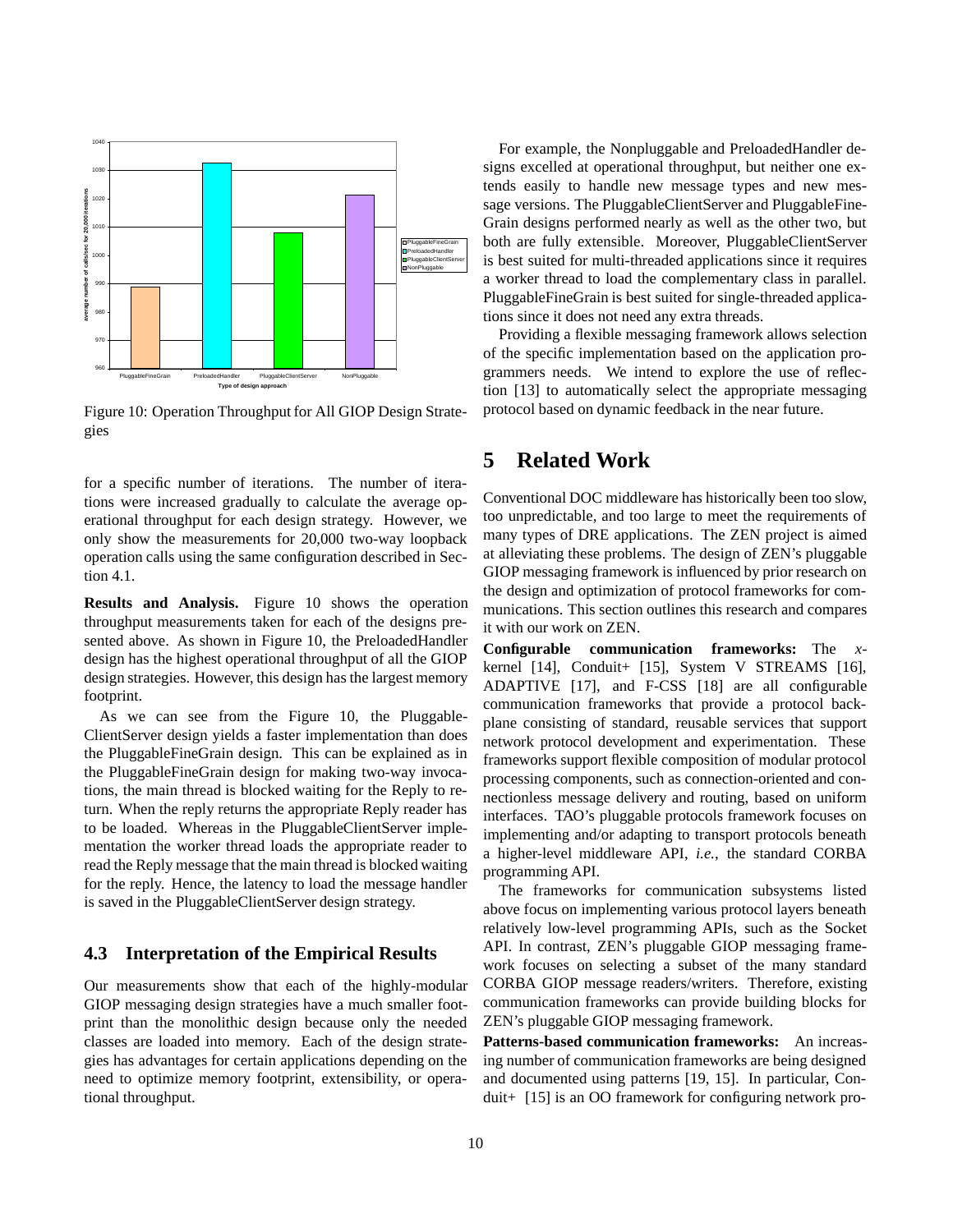Figure 10: Operation Throughput for All GIOP Design Strategies

for a specific number of iterations. The number of iterations were increased gradually to calculate the average operational throughput for each design strategy. However, we only show the measurements for 20,000 two-way loopback operation calls using the same configuration described in Section 4.1.

**Results and Analysis.** Figure 10 shows the operation throughput measurements taken for each of the designs presented above. As shown in Figure 10, the PreloadedHandler design has the highest operational throughput of all the GIOP design strategies. However, this design has the largest memory footprint.

As we can see from the Figure 10, the PluggableClientServer design yields a faster implementation than does the PluggableFineGrain design. This can be explained as in the PluggableFineGrain design for making two-way invocations, the main thread is blocked waiting for the Reply to return. When the reply returns the appropriate Reply reader has to be loaded. Whereas in the PluggableClientServer implementation the worker thread loads the appropriate reader to read the Reply message that the main thread is blocked waiting for the reply. Hence, the latency to load the message handler is saved in the PluggableClientServer design strategy.

### 4.3 Interpretation of the Empirical Results

Our measurements show that each of the highly-modular GIOP messaging design strategies have a much smaller footprint than the monolithic design because only the needed classes are loaded into memory. Each of the design strategies has advantages for certain applications depending on the need to optimize memory footprint, extensibility, or operational throughput.

For example, the Nonpluggable and PreloadedHandler designs excelled at operational throughput, but neither one extends easily to handle new message types and new message versions. The PluggableClientServer and PluggableFineGrain designs performed nearly as well as the other two, but both are fully extensible. Moreover, PluggableClientServer is best suited for multi-threaded applications since it requires a worker thread to load the complementary class in parallel. PluggableFineGrain is best suited for single-threaded applications since it does not need any extra threads.

Providing a flexible messaging framework allows selection of the specific implementation based on the application programmers needs. We intend to explore the use of reflection [13] to automatically select the appropriate messaging protocol based on dynamic feedback in the near future.

## 5 Related Work

Conventional DOC middleware has historically been too slow, too unpredictable, and too large to meet the requirements of many types of DRE applications. The ZEN project is aimed at alleviating these problems. The design of ZEN's pluggable GIOP messaging framework is influenced by prior research on the design and optimization of protocol frameworks for communications. This section outlines this research and compares it with our work on ZEN.

**Configurable communication frameworks:** The *x*-kernel [14], Conduit+ [15], System V STREAMS [16], ADAPTIVE [17], and F-CSS [18] are all configurable communication frameworks that provide a protocol backplane consisting of standard, reusable services that support network protocol development and experimentation. These frameworks support flexible composition of modular protocol processing components, such as connection-oriented and connectionless message delivery and routing, based on uniform interfaces. TAO's pluggable protocols framework focuses on implementing and/or adapting to transport protocols beneath a higher-level middleware API, *i.e.*, the standard CORBA programming API.

The frameworks for communication subsystems listed above focus on implementing various protocol layers beneath relatively low-level programming APIs, such as the Socket API. In contrast, ZEN's pluggable GIOP messaging framework focuses on selecting a subset of the many standard CORBA GIOP message readers/writers. Therefore, existing communication frameworks can provide building blocks for ZEN's pluggable GIOP messaging framework.

**Patterns-based communication frameworks:** An increasing number of communication frameworks are being designed and documented using patterns [19, 15]. In particular, Conduit+ [15] is an OO framework for configuring network pro-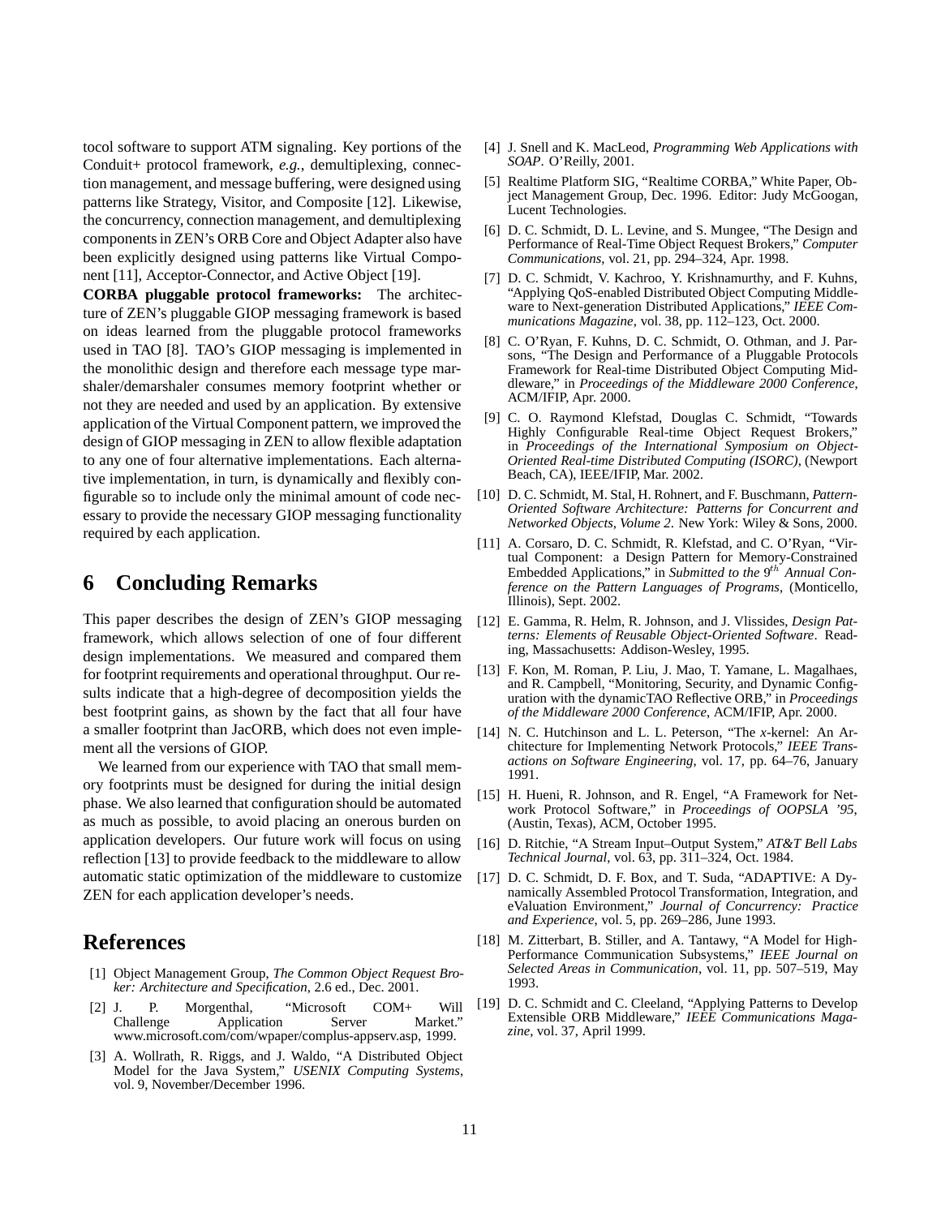tocol software to support ATM signaling. Key portions of the Conduit+ protocol framework, *e.g.*, demultiplexing, connection management, and message buffering, were designed using patterns like Strategy, Visitor, and Composite [12]. Likewise, the concurrency, connection management, and demultiplexing components in ZEN's ORB Core and Object Adapter also have been explicitly designed using patterns like Virtual Component [11], Acceptor-Connector, and Active Object [19].

**CORBA pluggable protocol frameworks:** The architecture of ZEN's pluggable GIOP messaging framework is based on ideas learned from the pluggable protocol frameworks used in TAO [8]. TAO's GIOP messaging is implemented in the monolithic design and therefore each message type marshaler/demarshaler consumes memory footprint whether or not they are needed and used by an application. By extensive application of the Virtual Component pattern, we improved the design of GIOP messaging in ZEN to allow flexible adaptation to any one of four alternative implementations. Each alternative implementation, in turn, is dynamically and flexibly configurable so to include only the minimal amount of code necessary to provide the necessary GIOP messaging functionality required by each application.

# 6 Concluding Remarks

This paper describes the design of ZEN's GIOP messaging framework, which allows selection of one of four different design implementations. We measured and compared them for footprint requirements and operational throughput. Our results indicate that a high-degree of decomposition yields the best footprint gains, as shown by the fact that all four have a smaller footprint than JacORB, which does not even implement all the versions of GIOP.

We learned from our experience with TAO that small memory footprints must be designed for during the initial design phase. We also learned that configuration should be automated as much as possible, to avoid placing an onerous burden on application developers. Our future work will focus on using reflection [13] to provide feedback to the middleware to allow automatic static optimization of the middleware to customize ZEN for each application developer's needs.

# References

[1] Object Management Group, *The Common Object Request Broker: Architecture and Specification*, 2.6 ed., Dec. 2001.

[2] J. P. Morgenthal, "Microsoft COM+ Will Challenge Application Server Market." www.microsoft.com/com/wpaper/complus-appserv.asp, 1999.

[3] A. Wollrath, R. Riggs, and J. Waldo, "A Distributed Object Model for the Java System," *USENIX Computing Systems*, vol. 9, November/December 1996.

[4] J. Snell and K. MacLeod, *Programming Web Applications with SOAP*. O'Reilly, 2001.

[5] Realtime Platform SIG, "Realtime CORBA," White Paper, Object Management Group, Dec. 1996. Editor: Judy McGoogan, Lucent Technologies.

[6] D. C. Schmidt, D. L. Levine, and S. Mungee, "The Design and Performance of Real-Time Object Request Brokers," *Computer Communications*, vol. 21, pp. 294–324, Apr. 1998.

[7] D. C. Schmidt, V. Kachroo, Y. Krishnamurthy, and F. Kuhns, "Applying QoS-enabled Distributed Object Computing Middleware to Next-generation Distributed Applications," *IEEE Communications Magazine*, vol. 38, pp. 112–123, Oct. 2000.

[8] C. O'Ryan, F. Kuhns, D. C. Schmidt, O. Othman, and J. Parsons, "The Design and Performance of a Pluggable Protocols Framework for Real-time Distributed Object Computing Middleware," in *Proceedings of the Middleware 2000 Conference*, ACM/IFIP, Apr. 2000.

[9] C. O. Raymond Klefstad, Douglas C. Schmidt, "Towards Highly Configurable Real-time Object Request Brokers," in *Proceedings of the International Symposium on Object-Oriented Real-time Distributed Computing (ISORC)*, (Newport Beach, CA), IEEE/IFIP, Mar. 2002.

[10] D. C. Schmidt, M. Stal, H. Rohnert, and F. Buschmann, *Pattern-Oriented Software Architecture: Patterns for Concurrent and Networked Objects, Volume 2*. New York: Wiley & Sons, 2000.

[11] A. Corsaro, D. C. Schmidt, R. Klefstad, and C. O'Ryan, "Virtual Component: a Design Pattern for Memory-Constrained Embedded Applications," in *Submitted to the* $9^{th}$ *Annual Conference on the Pattern Languages of Programs*, (Monticello, Illinois), Sept. 2002.

[12] E. Gamma, R. Helm, R. Johnson, and J. Vlissides, *Design Patterns: Elements of Reusable Object-Oriented Software*. Reading, Massachusetts: Addison-Wesley, 1995.

[13] F. Kon, M. Roman, P. Liu, J. Mao, T. Yamane, L. Magalhaes, and R. Campbell, "Monitoring, Security, and Dynamic Configuration with the dynamicTAO Reflective ORB," in *Proceedings of the Middleware 2000 Conference*, ACM/IFIP, Apr. 2000.

[14] N. C. Hutchinson and L. L. Peterson, "The *x*-kernel: An Architecture for Implementing Network Protocols," *IEEE Transactions on Software Engineering*, vol. 17, pp. 64–76, January 1991.

[15] H. Hueni, R. Johnson, and R. Engel, "A Framework for Network Protocol Software," in *Proceedings of OOPSLA '95*, (Austin, Texas), ACM, October 1995.

[16] D. Ritchie, "A Stream Input–Output System," *AT&T Bell Labs Technical Journal*, vol. 63, pp. 311–324, Oct. 1984.

[17] D. C. Schmidt, D. F. Box, and T. Suda, "ADAPTIVE: A Dynamically Assembled Protocol Transformation, Integration, and eValuation Environment," *Journal of Concurrency: Practice and Experience*, vol. 5, pp. 269–286, June 1993.

[18] M. Zitterbart, B. Stiller, and A. Tantawy, "A Model for High-Performance Communication Subsystems," *IEEE Journal on Selected Areas in Communication*, vol. 11, pp. 507–519, May 1993.

[19] D. C. Schmidt and C. Cleeland, "Applying Patterns to Develop Extensible ORB Middleware," *IEEE Communications Magazine*, vol. 37, April 1999.